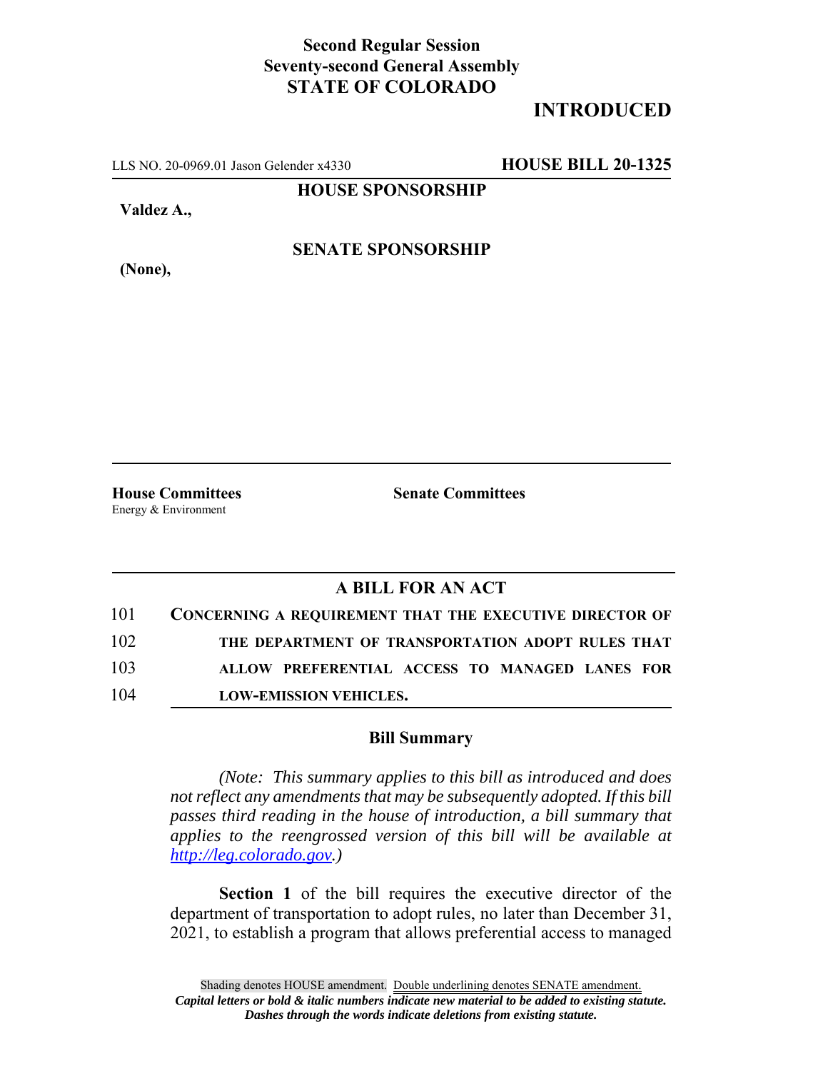**Second Regular Session**
**Seventy-second General Assembly**
**STATE OF COLORADO**

# INTRODUCED

LLS NO. 20-0969.01 Jason Gelender x4330 **HOUSE BILL 20-1325**

**HOUSE SPONSORSHIP**

**Valdez A.,**

**SENATE SPONSORSHIP**

**(None),**

**House Committees**
Energy & Environment

**Senate Committees**

## A BILL FOR AN ACT

101 **CONCERNING A REQUIREMENT THAT THE EXECUTIVE DIRECTOR OF**
102 **THE DEPARTMENT OF TRANSPORTATION ADOPT RULES THAT**
103 **ALLOW PREFERENTIAL ACCESS TO MANAGED LANES FOR**
104 **LOW-EMISSION VEHICLES.**

### Bill Summary

*(Note: This summary applies to this bill as introduced and does not reflect any amendments that may be subsequently adopted. If this bill passes third reading in the house of introduction, a bill summary that applies to the reengrossed version of this bill will be available at http://leg.colorado.gov.)*

**Section 1** of the bill requires the executive director of the department of transportation to adopt rules, no later than December 31, 2021, to establish a program that allows preferential access to managed

Shading denotes HOUSE amendment. Double underlining denotes SENATE amendment.
*Capital letters or bold & italic numbers indicate new material to be added to existing statute.*
*Dashes through the words indicate deletions from existing statute.*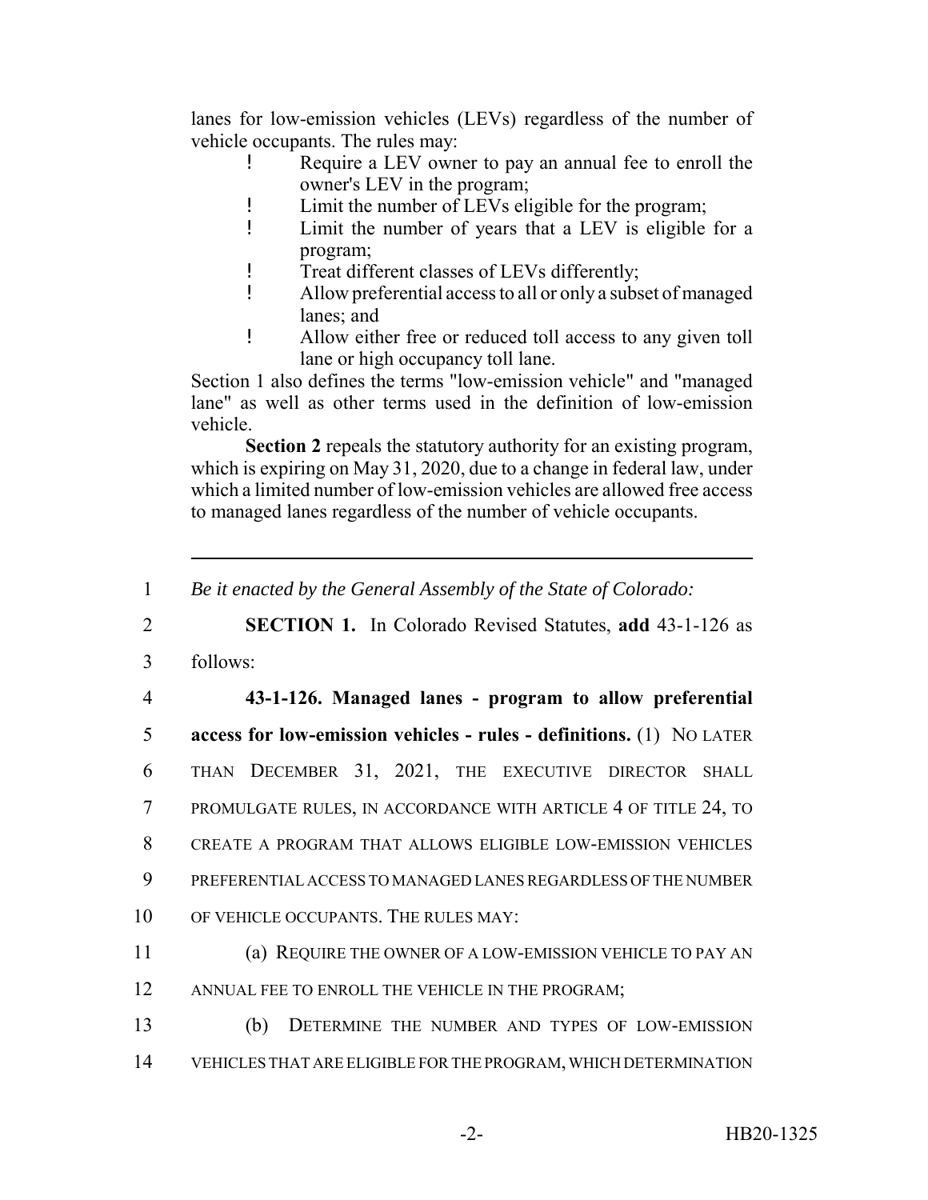lanes for low-emission vehicles (LEVs) regardless of the number of vehicle occupants. The rules may:

- Require a LEV owner to pay an annual fee to enroll the owner's LEV in the program;
- Limit the number of LEVs eligible for the program;
- Limit the number of years that a LEV is eligible for a program;
- Treat different classes of LEVs differently;
- Allow preferential access to all or only a subset of managed lanes; and
- Allow either free or reduced toll access to any given toll lane or high occupancy toll lane.

Section 1 also defines the terms "low-emission vehicle" and "managed lane" as well as other terms used in the definition of low-emission vehicle.

**Section 2** repeals the statutory authority for an existing program, which is expiring on May 31, 2020, due to a change in federal law, under which a limited number of low-emission vehicles are allowed free access to managed lanes regardless of the number of vehicle occupants.

---

1 *Be it enacted by the General Assembly of the State of Colorado:*

2 **SECTION 1.** In Colorado Revised Statutes, **add** 43-1-126 as

3 follows:

4 **43-1-126. Managed lanes - program to allow preferential**

5 **access for low-emission vehicles - rules - definitions.** (1) NO LATER

6 THAN DECEMBER 31, 2021, THE EXECUTIVE DIRECTOR SHALL

7 PROMULGATE RULES, IN ACCORDANCE WITH ARTICLE 4 OF TITLE 24, TO

8 CREATE A PROGRAM THAT ALLOWS ELIGIBLE LOW-EMISSION VEHICLES

9 PREFERENTIAL ACCESS TO MANAGED LANES REGARDLESS OF THE NUMBER

10 OF VEHICLE OCCUPANTS. THE RULES MAY:

11 (a) REQUIRE THE OWNER OF A LOW-EMISSION VEHICLE TO PAY AN

12 ANNUAL FEE TO ENROLL THE VEHICLE IN THE PROGRAM;

13 (b) DETERMINE THE NUMBER AND TYPES OF LOW-EMISSION

14 VEHICLES THAT ARE ELIGIBLE FOR THE PROGRAM, WHICH DETERMINATION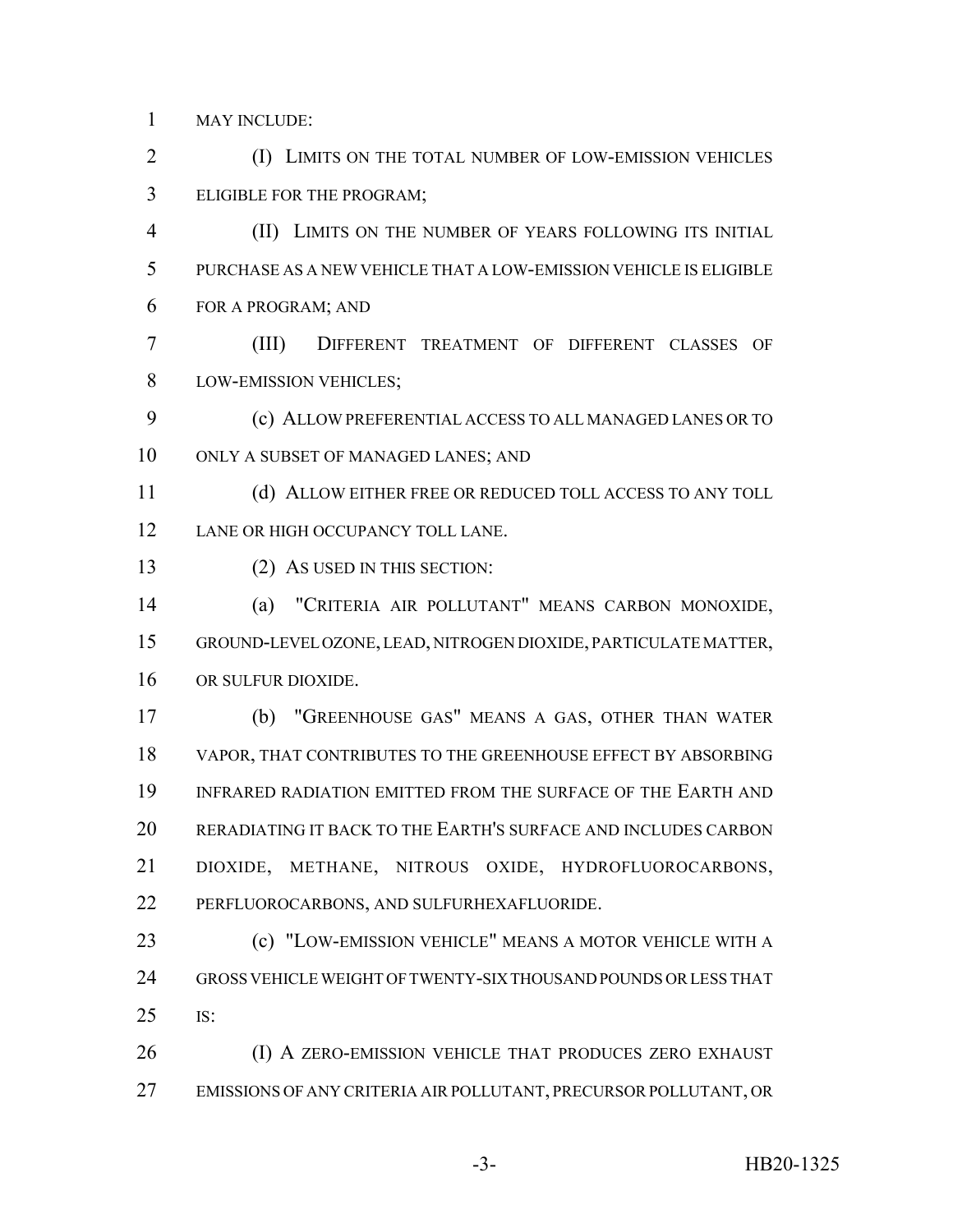MAY INCLUDE:

(I) LIMITS ON THE TOTAL NUMBER OF LOW-EMISSION VEHICLES ELIGIBLE FOR THE PROGRAM;

(II) LIMITS ON THE NUMBER OF YEARS FOLLOWING ITS INITIAL PURCHASE AS A NEW VEHICLE THAT A LOW-EMISSION VEHICLE IS ELIGIBLE FOR A PROGRAM; AND

(III) DIFFERENT TREATMENT OF DIFFERENT CLASSES OF LOW-EMISSION VEHICLES;

(c) ALLOW PREFERENTIAL ACCESS TO ALL MANAGED LANES OR TO ONLY A SUBSET OF MANAGED LANES; AND

(d) ALLOW EITHER FREE OR REDUCED TOLL ACCESS TO ANY TOLL LANE OR HIGH OCCUPANCY TOLL LANE.

(2) AS USED IN THIS SECTION:

(a) "CRITERIA AIR POLLUTANT" MEANS CARBON MONOXIDE, GROUND-LEVEL OZONE, LEAD, NITROGEN DIOXIDE, PARTICULATE MATTER, OR SULFUR DIOXIDE.

(b) "GREENHOUSE GAS" MEANS A GAS, OTHER THAN WATER VAPOR, THAT CONTRIBUTES TO THE GREENHOUSE EFFECT BY ABSORBING INFRARED RADIATION EMITTED FROM THE SURFACE OF THE EARTH AND RERADIATING IT BACK TO THE EARTH'S SURFACE AND INCLUDES CARBON DIOXIDE, METHANE, NITROUS OXIDE, HYDROFLUOROCARBONS, PERFLUOROCARBONS, AND SULFURHEXAFLUORIDE.

(c) "LOW-EMISSION VEHICLE" MEANS A MOTOR VEHICLE WITH A GROSS VEHICLE WEIGHT OF TWENTY-SIX THOUSAND POUNDS OR LESS THAT IS:

(I) A ZERO-EMISSION VEHICLE THAT PRODUCES ZERO EXHAUST EMISSIONS OF ANY CRITERIA AIR POLLUTANT, PRECURSOR POLLUTANT, OR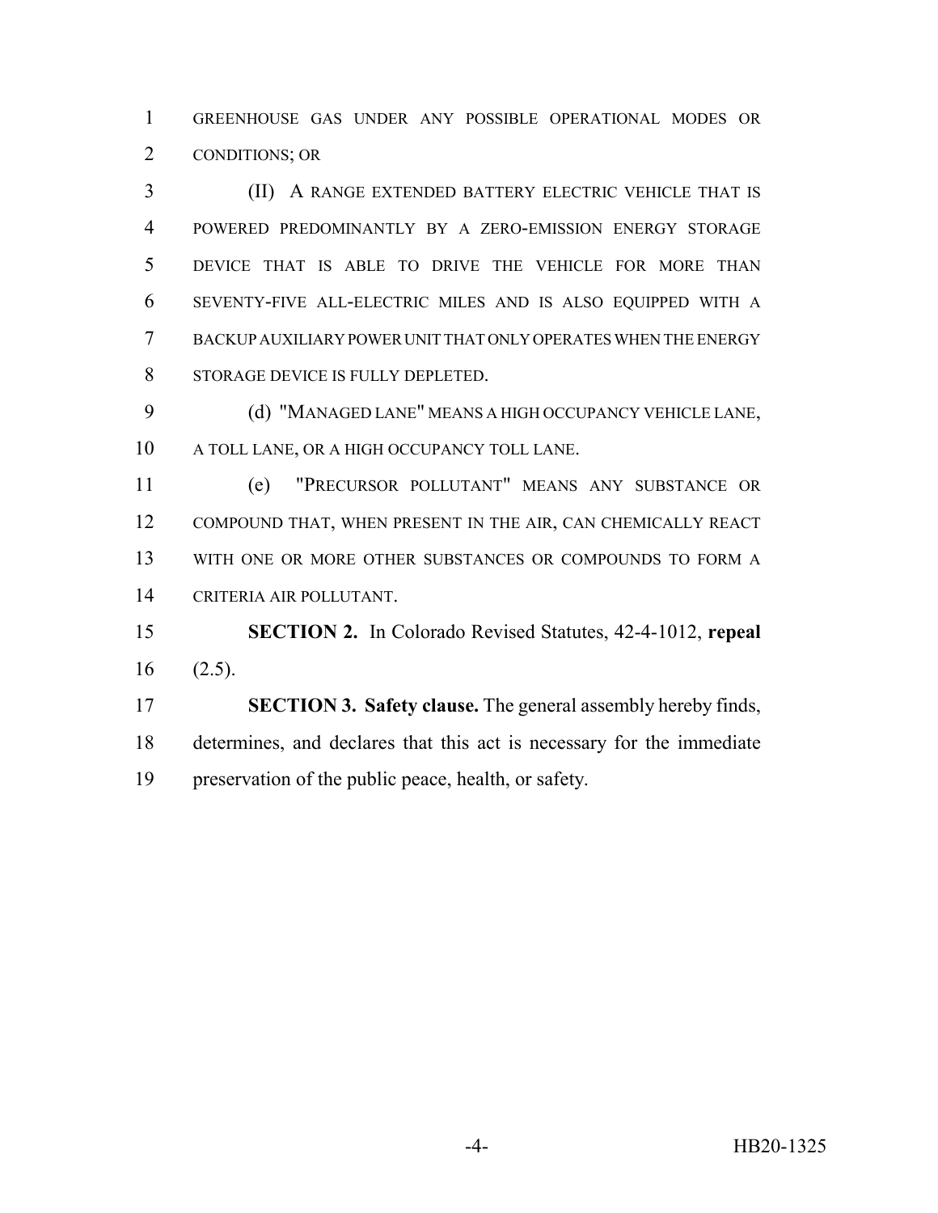GREENHOUSE GAS UNDER ANY POSSIBLE OPERATIONAL MODES OR CONDITIONS; OR

(II) A RANGE EXTENDED BATTERY ELECTRIC VEHICLE THAT IS POWERED PREDOMINANTLY BY A ZERO-EMISSION ENERGY STORAGE DEVICE THAT IS ABLE TO DRIVE THE VEHICLE FOR MORE THAN SEVENTY-FIVE ALL-ELECTRIC MILES AND IS ALSO EQUIPPED WITH A BACKUP AUXILIARY POWER UNIT THAT ONLY OPERATES WHEN THE ENERGY STORAGE DEVICE IS FULLY DEPLETED.

(d) "MANAGED LANE" MEANS A HIGH OCCUPANCY VEHICLE LANE, A TOLL LANE, OR A HIGH OCCUPANCY TOLL LANE.

(e) "PRECURSOR POLLUTANT" MEANS ANY SUBSTANCE OR COMPOUND THAT, WHEN PRESENT IN THE AIR, CAN CHEMICALLY REACT WITH ONE OR MORE OTHER SUBSTANCES OR COMPOUNDS TO FORM A CRITERIA AIR POLLUTANT.

**SECTION 2.** In Colorado Revised Statutes, 42-4-1012, **repeal** (2.5).

**SECTION 3. Safety clause.** The general assembly hereby finds, determines, and declares that this act is necessary for the immediate preservation of the public peace, health, or safety.